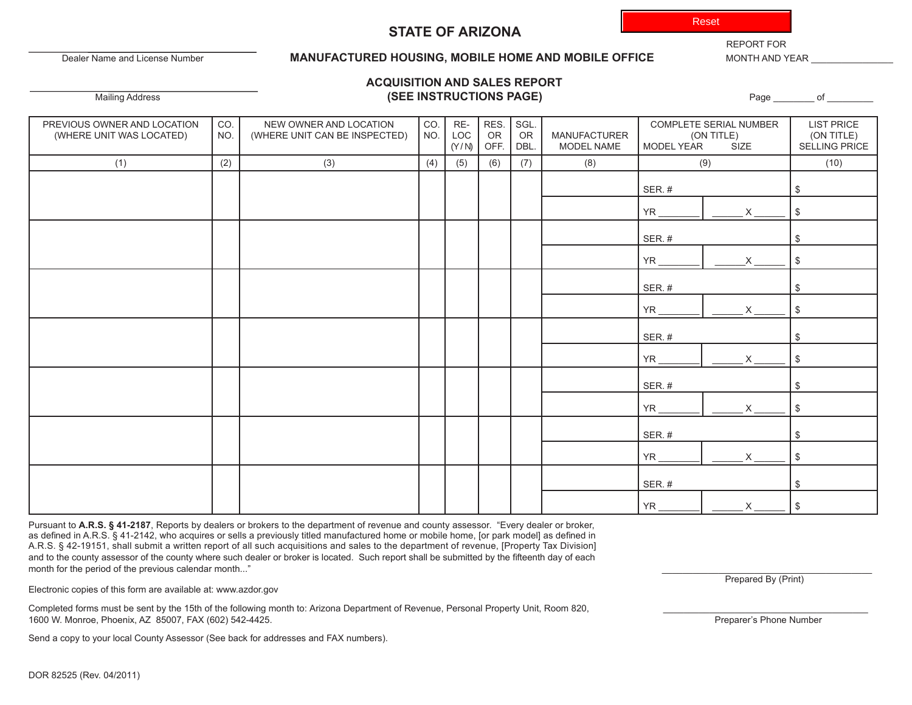Reset

# STATE OF ARIZONA

## MANUFACTURED HOUSING, MOBILE HOME AND MOBILE OFFICE

## ACQUISITION AND SALES REPORT (SEE INSTRUCTIONS PAGE)

Dealer Name and License Number ____________________

Mailing Address ____________________

REPORT FOR MONTH AND YEAR ________________

Page ________ of _________

| PREVIOUS OWNER AND LOCATION (WHERE UNIT WAS LOCATED) | CO. NO. | NEW OWNER AND LOCATION (WHERE UNIT CAN BE INSPECTED) | CO. NO. | RE-LOC (Y/N) | RES. OR OFF. | SGL. OR DBL. | MANUFACTURER MODEL NAME | COMPLETE SERIAL NUMBER (ON TITLE) MODEL YEAR SIZE | | LIST PRICE (ON TITLE) SELLING PRICE |
|---|---|---|---|---|---|---|---|---|---|---|
| (1) | (2) | (3) | (4) | (5) | (6) | (7) | (8) | (9) | | (10) |
| | | | | | | | | SER. # | | $ |
| | | | | | | | | YR _______ | ______ X ______ | $ |
| | | | | | | | | SER. # | | $ |
| | | | | | | | | YR _______ | ______ X ______ | $ |
| | | | | | | | | SER. # | | $ |
| | | | | | | | | YR _______ | ______ X ______ | $ |
| | | | | | | | | SER. # | | $ |
| | | | | | | | | YR _______ | ______ X ______ | $ |
| | | | | | | | | SER. # | | $ |
| | | | | | | | | YR _______ | ______ X ______ | $ |
| | | | | | | | | SER. # | | $ |
| | | | | | | | | YR _______ | ______ X ______ | $ |
| | | | | | | | | SER. # | | $ |
| | | | | | | | | YR _______ | ______ X ______ | $ |

Pursuant to **A.R.S. § 41-2187**, Reports by dealers or brokers to the department of revenue and county assessor. "Every dealer or broker, as defined in A.R.S. § 41-2142, who acquires or sells a previously titled manufactured home or mobile home, [or park model] as defined in A.R.S. § 42-19151, shall submit a written report of all such acquisitions and sales to the department of revenue, [Property Tax Division] and to the county assessor of the county where such dealer or broker is located. Such report shall be submitted by the fifteenth day of each month for the period of the previous calendar month..."

Electronic copies of this form are available at: www.azdor.gov

Completed forms must be sent by the 15th of the following month to: Arizona Department of Revenue, Personal Property Unit, Room 820, 1600 W. Monroe, Phoenix, AZ 85007, FAX (602) 542-4425.

Send a copy to your local County Assessor (See back for addresses and FAX numbers).

Prepared By (Print) ____________________

Preparer's Phone Number ____________________

DOR 82525 (Rev. 04/2011)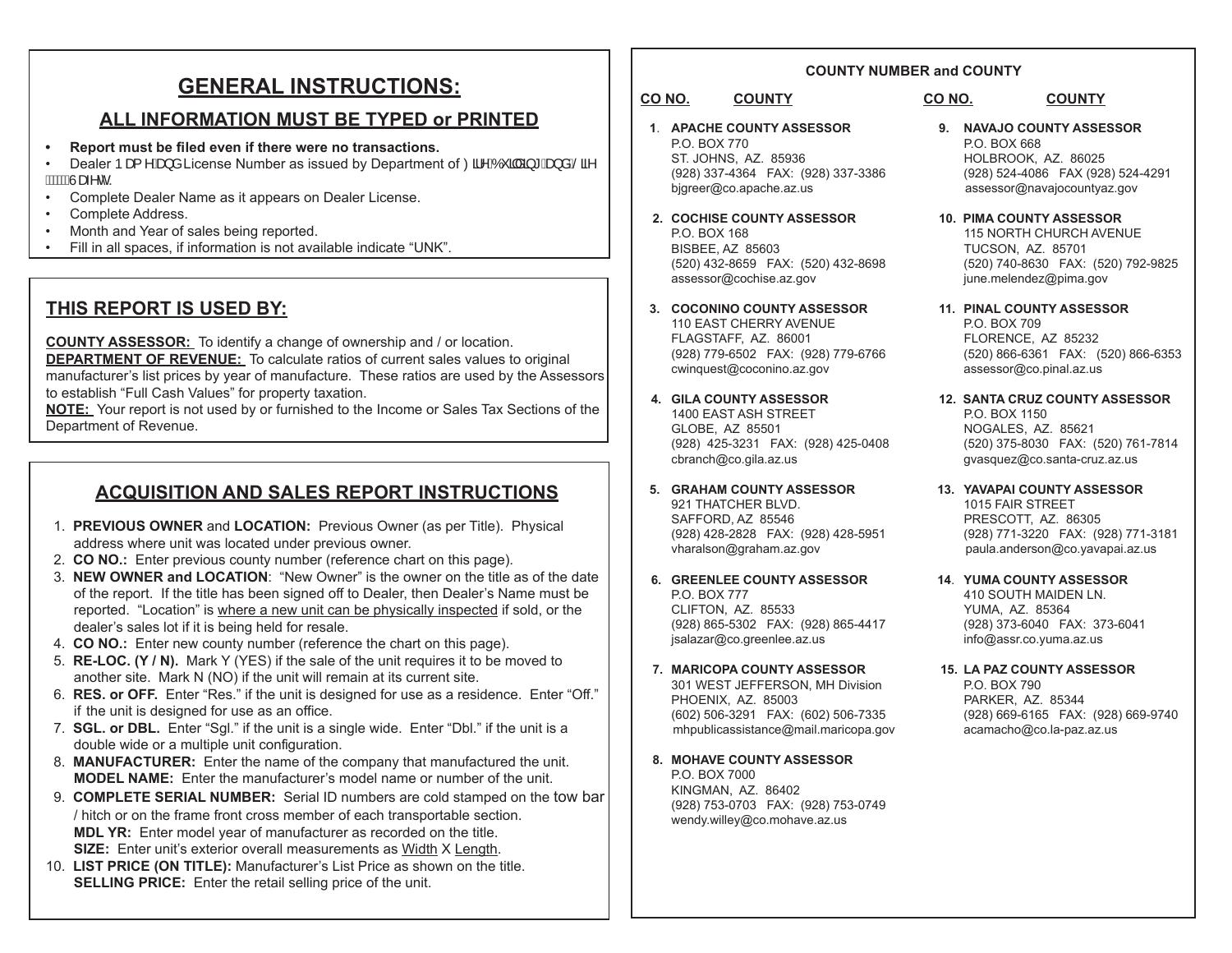# GENERAL INSTRUCTIONS:

## ALL INFORMATION MUST BE TYPED or PRINTED

- **Report must be filed even if there were no transactions.**
- Dealer 1DPHDQG License Number as issued by Department of )LUH%XLOGLQJDQG/LIH 6DIHW\.
- Complete Dealer Name as it appears on Dealer License.
- Complete Address.
- Month and Year of sales being reported.
- Fill in all spaces, if information is not available indicate "UNK".

## THIS REPORT IS USED BY:

**COUNTY ASSESSOR:** To identify a change of ownership and / or location.
**DEPARTMENT OF REVENUE:** To calculate ratios of current sales values to original manufacturer's list prices by year of manufacture. These ratios are used by the Assessors to establish "Full Cash Values" for property taxation.
**NOTE:** Your report is not used by or furnished to the Income or Sales Tax Sections of the Department of Revenue.

## ACQUISITION AND SALES REPORT INSTRUCTIONS

1. **PREVIOUS OWNER** and **LOCATION:** Previous Owner (as per Title). Physical address where unit was located under previous owner.
2. **CO NO.:** Enter previous county number (reference chart on this page).
3. **NEW OWNER and LOCATION**: "New Owner" is the owner on the title as of the date of the report. If the title has been signed off to Dealer, then Dealer's Name must be reported. "Location" is where a new unit can be physically inspected if sold, or the dealer's sales lot if it is being held for resale.
4. **CO NO.:** Enter new county number (reference the chart on this page).
5. **RE-LOC. (Y / N).** Mark Y (YES) if the sale of the unit requires it to be moved to another site. Mark N (NO) if the unit will remain at its current site.
6. **RES. or OFF.** Enter "Res." if the unit is designed for use as a residence. Enter "Off." if the unit is designed for use as an office.
7. **SGL. or DBL.** Enter "Sgl." if the unit is a single wide. Enter "Dbl." if the unit is a double wide or a multiple unit configuration.
8. **MANUFACTURER:** Enter the name of the company that manufactured the unit.
   **MODEL NAME:** Enter the manufacturer's model name or number of the unit.
9. **COMPLETE SERIAL NUMBER:** Serial ID numbers are cold stamped on the tow bar / hitch or on the frame front cross member of each transportable section.
   **MDL YR:** Enter model year of manufacturer as recorded on the title.
   **SIZE:** Enter unit's exterior overall measurements as Width X Length.
10. **LIST PRICE (ON TITLE):** Manufacturer's List Price as shown on the title.
    **SELLING PRICE:** Enter the retail selling price of the unit.

## COUNTY NUMBER and COUNTY

| CO NO. | COUNTY |
|---|---|
| 1. | **APACHE COUNTY ASSESSOR**<br>P.O. BOX 770<br>ST. JOHNS, AZ. 85936<br>(928) 337-4364 FAX: (928) 337-3386<br>bjgreer@co.apache.az.us |
| 2. | **COCHISE COUNTY ASSESSOR**<br>P.O. BOX 168<br>BISBEE, AZ 85603<br>(520) 432-8659 FAX: (520) 432-8698<br>assessor@cochise.az.gov |
| 3. | **COCONINO COUNTY ASSESSOR**<br>110 EAST CHERRY AVENUE<br>FLAGSTAFF, AZ. 86001<br>(928) 779-6502 FAX: (928) 779-6766<br>cwinquest@coconino.az.gov |
| 4. | **GILA COUNTY ASSESSOR**<br>1400 EAST ASH STREET<br>GLOBE, AZ 85501<br>(928) 425-3231 FAX: (928) 425-0408<br>cbranch@co.gila.az.us |
| 5. | **GRAHAM COUNTY ASSESSOR**<br>921 THATCHER BLVD.<br>SAFFORD, AZ 85546<br>(928) 428-2828 FAX: (928) 428-5951<br>vharalson@graham.az.gov |
| 6. | **GREENLEE COUNTY ASSESSOR**<br>P.O. BOX 777<br>CLIFTON, AZ. 85533<br>(928) 865-5302 FAX: (928) 865-4417<br>jsalazar@co.greenlee.az.us |
| 7. | **MARICOPA COUNTY ASSESSOR**<br>301 WEST JEFFERSON, MH Division<br>PHOENIX, AZ. 85003<br>(602) 506-3291 FAX: (602) 506-7335<br>mhpublicassistance@mail.maricopa.gov |
| 8. | **MOHAVE COUNTY ASSESSOR**<br>P.O. BOX 7000<br>KINGMAN, AZ. 86402<br>(928) 753-0703 FAX: (928) 753-0749<br>wendy.willey@co.mohave.az.us |
| 9. | **NAVAJO COUNTY ASSESSOR**<br>P.O. BOX 668<br>HOLBROOK, AZ. 86025<br>(928) 524-4086 FAX (928) 524-4291<br>assessor@navajocountyaz.gov |
| 10. | **PIMA COUNTY ASSESSOR**<br>115 NORTH CHURCH AVENUE<br>TUCSON, AZ. 85701<br>(520) 740-8630 FAX: (520) 792-9825<br>june.melendez@pima.gov |
| 11. | **PINAL COUNTY ASSESSOR**<br>P.O. BOX 709<br>FLORENCE, AZ 85232<br>(520) 866-6361 FAX: (520) 866-6353<br>assessor@co.pinal.az.us |
| 12. | **SANTA CRUZ COUNTY ASSESSOR**<br>P.O. BOX 1150<br>NOGALES, AZ. 85621<br>(520) 375-8030 FAX: (520) 761-7814<br>gvasquez@co.santa-cruz.az.us |
| 13. | **YAVAPAI COUNTY ASSESSOR**<br>1015 FAIR STREET<br>PRESCOTT, AZ. 86305<br>(928) 771-3220 FAX: (928) 771-3181<br>paula.anderson@co.yavapai.az.us |
| 14. | **YUMA COUNTY ASSESSOR**<br>410 SOUTH MAIDEN LN.<br>YUMA, AZ. 85364<br>(928) 373-6040 FAX: 373-6041<br>info@assr.co.yuma.az.us |
| 15. | **LA PAZ COUNTY ASSESSOR**<br>P.O. BOX 790<br>PARKER, AZ. 85344<br>(928) 669-6165 FAX: (928) 669-9740<br>acamacho@co.la-paz.az.us |